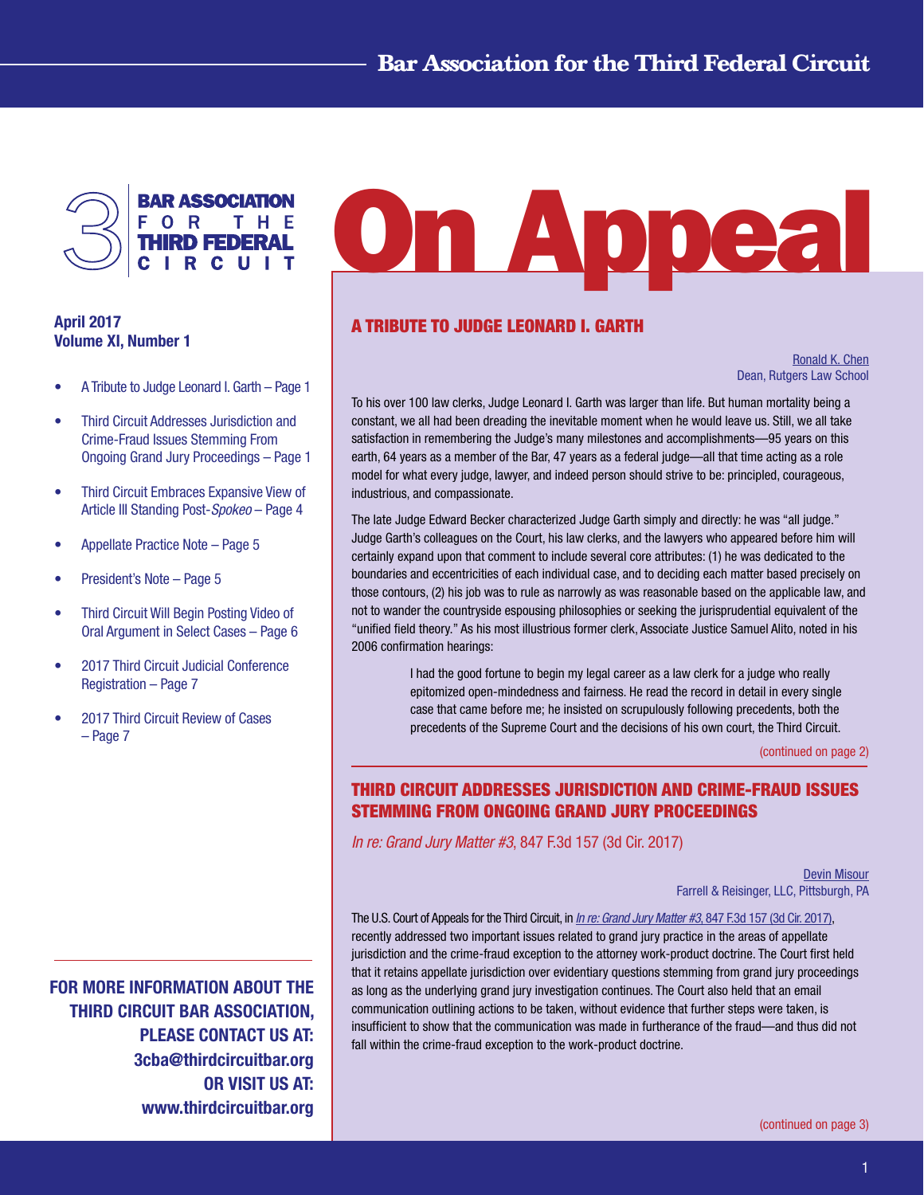# On Appeal

**Bar Association for the Third Federal Circuit**

**April 2017**
**Volume XI, Number 1**

- A Tribute to Judge Leonard I. Garth – Page 1
- Third Circuit Addresses Jurisdiction and Crime-Fraud Issues Stemming From Ongoing Grand Jury Proceedings – Page 1
- Third Circuit Embraces Expansive View of Article III Standing Post-*Spokeo* – Page 4
- Appellate Practice Note – Page 5
- President's Note – Page 5
- Third Circuit Will Begin Posting Video of Oral Argument in Select Cases – Page 6
- 2017 Third Circuit Judicial Conference Registration – Page 7
- 2017 Third Circuit Review of Cases – Page 7

**FOR MORE INFORMATION ABOUT THE THIRD CIRCUIT BAR ASSOCIATION, PLEASE CONTACT US AT: 3cba@thirdcircuitbar.org OR VISIT US AT: www.thirdcircuitbar.org**

## A TRIBUTE TO JUDGE LEONARD I. GARTH

Ronald K. Chen
Dean, Rutgers Law School

To his over 100 law clerks, Judge Leonard I. Garth was larger than life. But human mortality being a constant, we all had been dreading the inevitable moment when he would leave us. Still, we all take satisfaction in remembering the Judge's many milestones and accomplishments—95 years on this earth, 64 years as a member of the Bar, 47 years as a federal judge—all that time acting as a role model for what every judge, lawyer, and indeed person should strive to be: principled, courageous, industrious, and compassionate.

The late Judge Edward Becker characterized Judge Garth simply and directly: he was "all judge." Judge Garth's colleagues on the Court, his law clerks, and the lawyers who appeared before him will certainly expand upon that comment to include several core attributes: (1) he was dedicated to the boundaries and eccentricities of each individual case, and to deciding each matter based precisely on those contours, (2) his job was to rule as narrowly as was reasonable based on the applicable law, and not to wander the countryside espousing philosophies or seeking the jurisprudential equivalent of the "unified field theory." As his most illustrious former clerk, Associate Justice Samuel Alito, noted in his 2006 confirmation hearings:

> I had the good fortune to begin my legal career as a law clerk for a judge who really epitomized open-mindedness and fairness. He read the record in detail in every single case that came before me; he insisted on scrupulously following precedents, both the precedents of the Supreme Court and the decisions of his own court, the Third Circuit.

(continued on page 2)

## THIRD CIRCUIT ADDRESSES JURISDICTION AND CRIME-FRAUD ISSUES STEMMING FROM ONGOING GRAND JURY PROCEEDINGS

*In re: Grand Jury Matter #3*, 847 F.3d 157 (3d Cir. 2017)

Devin Misour
Farrell & Reisinger, LLC, Pittsburgh, PA

The U.S. Court of Appeals for the Third Circuit, in *In re: Grand Jury Matter #3*, 847 F.3d 157 (3d Cir. 2017), recently addressed two important issues related to grand jury practice in the areas of appellate jurisdiction and the crime-fraud exception to the attorney work-product doctrine. The Court first held that it retains appellate jurisdiction over evidentiary questions stemming from grand jury proceedings as long as the underlying grand jury investigation continues. The Court also held that an email communication outlining actions to be taken, without evidence that further steps were taken, is insufficient to show that the communication was made in furtherance of the fraud—and thus did not fall within the crime-fraud exception to the work-product doctrine.

(continued on page 3)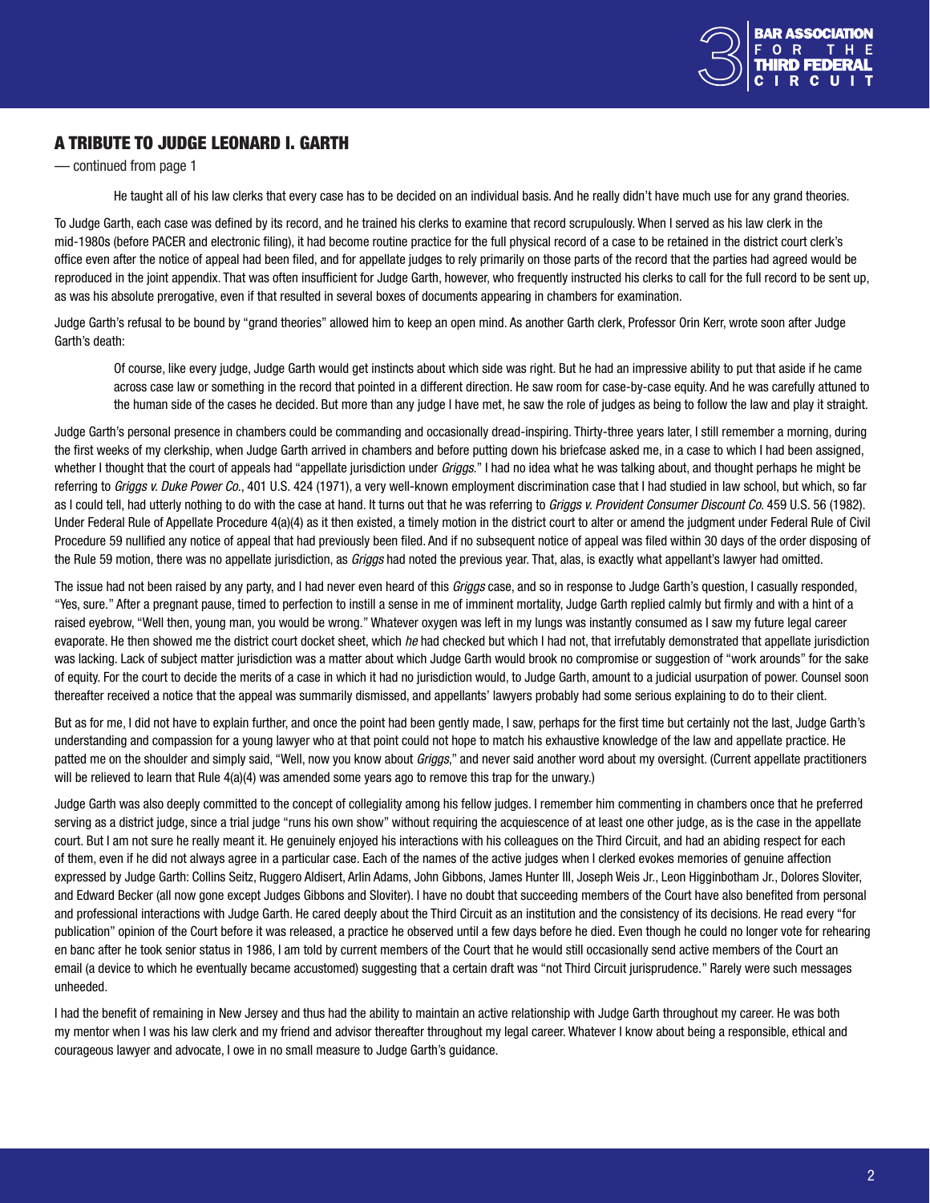## A TRIBUTE TO JUDGE LEONARD I. GARTH

— continued from page 1

> He taught all of his law clerks that every case has to be decided on an individual basis. And he really didn't have much use for any grand theories.

To Judge Garth, each case was defined by its record, and he trained his clerks to examine that record scrupulously. When I served as his law clerk in the mid-1980s (before PACER and electronic filing), it had become routine practice for the full physical record of a case to be retained in the district court clerk's office even after the notice of appeal had been filed, and for appellate judges to rely primarily on those parts of the record that the parties had agreed would be reproduced in the joint appendix. That was often insufficient for Judge Garth, however, who frequently instructed his clerks to call for the full record to be sent up, as was his absolute prerogative, even if that resulted in several boxes of documents appearing in chambers for examination.

Judge Garth's refusal to be bound by "grand theories" allowed him to keep an open mind. As another Garth clerk, Professor Orin Kerr, wrote soon after Judge Garth's death:

> Of course, like every judge, Judge Garth would get instincts about which side was right. But he had an impressive ability to put that aside if he came across case law or something in the record that pointed in a different direction. He saw room for case-by-case equity. And he was carefully attuned to the human side of the cases he decided. But more than any judge I have met, he saw the role of judges as being to follow the law and play it straight.

Judge Garth's personal presence in chambers could be commanding and occasionally dread-inspiring. Thirty-three years later, I still remember a morning, during the first weeks of my clerkship, when Judge Garth arrived in chambers and before putting down his briefcase asked me, in a case to which I had been assigned, whether I thought that the court of appeals had "appellate jurisdiction under *Griggs*." I had no idea what he was talking about, and thought perhaps he might be referring to *Griggs v. Duke Power Co.*, 401 U.S. 424 (1971), a very well-known employment discrimination case that I had studied in law school, but which, so far as I could tell, had utterly nothing to do with the case at hand. It turns out that he was referring to *Griggs v. Provident Consumer Discount Co.* 459 U.S. 56 (1982). Under Federal Rule of Appellate Procedure 4(a)(4) as it then existed, a timely motion in the district court to alter or amend the judgment under Federal Rule of Civil Procedure 59 nullified any notice of appeal that had previously been filed. And if no subsequent notice of appeal was filed within 30 days of the order disposing of the Rule 59 motion, there was no appellate jurisdiction, as *Griggs* had noted the previous year. That, alas, is exactly what appellant's lawyer had omitted.

The issue had not been raised by any party, and I had never even heard of this *Griggs* case, and so in response to Judge Garth's question, I casually responded, "Yes, sure." After a pregnant pause, timed to perfection to instill a sense in me of imminent mortality, Judge Garth replied calmly but firmly and with a hint of a raised eyebrow, "Well then, young man, you would be wrong." Whatever oxygen was left in my lungs was instantly consumed as I saw my future legal career evaporate. He then showed me the district court docket sheet, which *he* had checked but which I had not, that irrefutably demonstrated that appellate jurisdiction was lacking. Lack of subject matter jurisdiction was a matter about which Judge Garth would brook no compromise or suggestion of "work arounds" for the sake of equity. For the court to decide the merits of a case in which it had no jurisdiction would, to Judge Garth, amount to a judicial usurpation of power. Counsel soon thereafter received a notice that the appeal was summarily dismissed, and appellants' lawyers probably had some serious explaining to do to their client.

But as for me, I did not have to explain further, and once the point had been gently made, I saw, perhaps for the first time but certainly not the last, Judge Garth's understanding and compassion for a young lawyer who at that point could not hope to match his exhaustive knowledge of the law and appellate practice. He patted me on the shoulder and simply said, "Well, now you know about *Griggs*," and never said another word about my oversight. (Current appellate practitioners will be relieved to learn that Rule 4(a)(4) was amended some years ago to remove this trap for the unwary.)

Judge Garth was also deeply committed to the concept of collegiality among his fellow judges. I remember him commenting in chambers once that he preferred serving as a district judge, since a trial judge "runs his own show" without requiring the acquiescence of at least one other judge, as is the case in the appellate court. But I am not sure he really meant it. He genuinely enjoyed his interactions with his colleagues on the Third Circuit, and had an abiding respect for each of them, even if he did not always agree in a particular case. Each of the names of the active judges when I clerked evokes memories of genuine affection expressed by Judge Garth: Collins Seitz, Ruggero Aldisert, Arlin Adams, John Gibbons, James Hunter III, Joseph Weis Jr., Leon Higginbotham Jr., Dolores Sloviter, and Edward Becker (all now gone except Judges Gibbons and Sloviter). I have no doubt that succeeding members of the Court have also benefited from personal and professional interactions with Judge Garth. He cared deeply about the Third Circuit as an institution and the consistency of its decisions. He read every "for publication" opinion of the Court before it was released, a practice he observed until a few days before he died. Even though he could no longer vote for rehearing en banc after he took senior status in 1986, I am told by current members of the Court that he would still occasionally send active members of the Court an email (a device to which he eventually became accustomed) suggesting that a certain draft was "not Third Circuit jurisprudence." Rarely were such messages unheeded.

I had the benefit of remaining in New Jersey and thus had the ability to maintain an active relationship with Judge Garth throughout my career. He was both my mentor when I was his law clerk and my friend and advisor thereafter throughout my legal career. Whatever I know about being a responsible, ethical and courageous lawyer and advocate, I owe in no small measure to Judge Garth's guidance.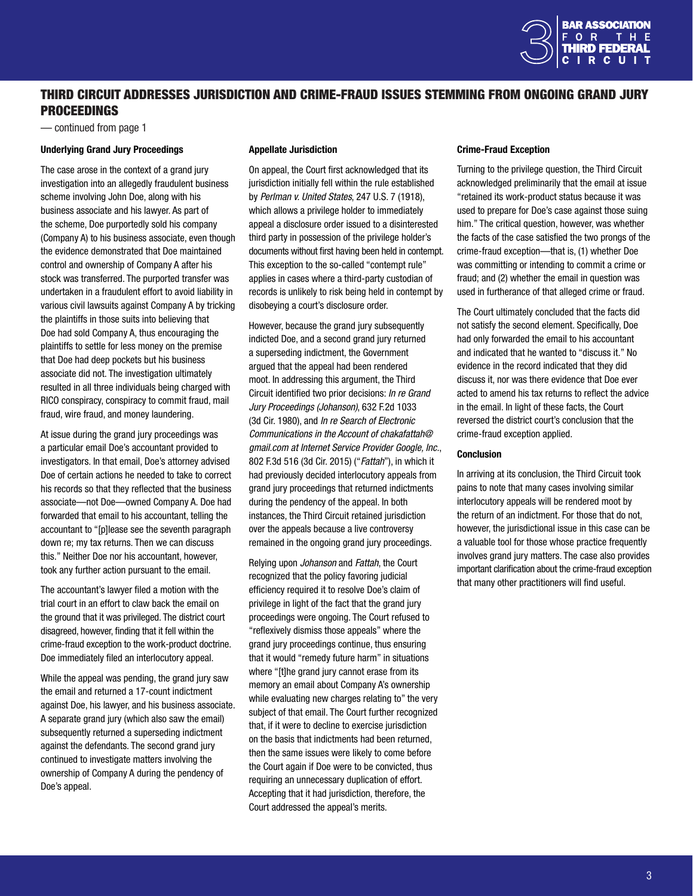## THIRD CIRCUIT ADDRESSES JURISDICTION AND CRIME-FRAUD ISSUES STEMMING FROM ONGOING GRAND JURY PROCEEDINGS

— continued from page 1

### Underlying Grand Jury Proceedings

The case arose in the context of a grand jury investigation into an allegedly fraudulent business scheme involving John Doe, along with his business associate and his lawyer. As part of the scheme, Doe purportedly sold his company (Company A) to his business associate, even though the evidence demonstrated that Doe maintained control and ownership of Company A after his stock was transferred. The purported transfer was undertaken in a fraudulent effort to avoid liability in various civil lawsuits against Company A by tricking the plaintiffs in those suits into believing that Doe had sold Company A, thus encouraging the plaintiffs to settle for less money on the premise that Doe had deep pockets but his business associate did not. The investigation ultimately resulted in all three individuals being charged with RICO conspiracy, conspiracy to commit fraud, mail fraud, wire fraud, and money laundering.

At issue during the grand jury proceedings was a particular email Doe's accountant provided to investigators. In that email, Doe's attorney advised Doe of certain actions he needed to take to correct his records so that they reflected that the business associate—not Doe—owned Company A. Doe had forwarded that email to his accountant, telling the accountant to "[p]lease see the seventh paragraph down re; my tax returns. Then we can discuss this." Neither Doe nor his accountant, however, took any further action pursuant to the email.

The accountant's lawyer filed a motion with the trial court in an effort to claw back the email on the ground that it was privileged. The district court disagreed, however, finding that it fell within the crime-fraud exception to the work-product doctrine. Doe immediately filed an interlocutory appeal.

While the appeal was pending, the grand jury saw the email and returned a 17-count indictment against Doe, his lawyer, and his business associate. A separate grand jury (which also saw the email) subsequently returned a superseding indictment against the defendants. The second grand jury continued to investigate matters involving the ownership of Company A during the pendency of Doe's appeal.

### Appellate Jurisdiction

On appeal, the Court first acknowledged that its jurisdiction initially fell within the rule established by *Perlman v. United States*, 247 U.S. 7 (1918), which allows a privilege holder to immediately appeal a disclosure order issued to a disinterested third party in possession of the privilege holder's documents without first having been held in contempt. This exception to the so-called "contempt rule" applies in cases where a third-party custodian of records is unlikely to risk being held in contempt by disobeying a court's disclosure order.

However, because the grand jury subsequently indicted Doe, and a second grand jury returned a superseding indictment, the Government argued that the appeal had been rendered moot. In addressing this argument, the Third Circuit identified two prior decisions: *In re Grand Jury Proceedings (Johanson)*, 632 F.2d 1033 (3d Cir. 1980), and *In re Search of Electronic Communications in the Account of chakafattah@gmail.com at Internet Service Provider Google, Inc.*, 802 F.3d 516 (3d Cir. 2015) ("*Fattah*"), in which it had previously decided interlocutory appeals from grand jury proceedings that returned indictments during the pendency of the appeal. In both instances, the Third Circuit retained jurisdiction over the appeals because a live controversy remained in the ongoing grand jury proceedings.

Relying upon *Johanson* and *Fattah*, the Court recognized that the policy favoring judicial efficiency required it to resolve Doe's claim of privilege in light of the fact that the grand jury proceedings were ongoing. The Court refused to "reflexively dismiss those appeals" where the grand jury proceedings continue, thus ensuring that it would "remedy future harm" in situations where "[t]he grand jury cannot erase from its memory an email about Company A's ownership while evaluating new charges relating to" the very subject of that email. The Court further recognized that, if it were to decline to exercise jurisdiction on the basis that indictments had been returned, then the same issues were likely to come before the Court again if Doe were to be convicted, thus requiring an unnecessary duplication of effort. Accepting that it had jurisdiction, therefore, the Court addressed the appeal's merits.

### Crime-Fraud Exception

Turning to the privilege question, the Third Circuit acknowledged preliminarily that the email at issue "retained its work-product status because it was used to prepare for Doe's case against those suing him." The critical question, however, was whether the facts of the case satisfied the two prongs of the crime-fraud exception—that is, (1) whether Doe was committing or intending to commit a crime or fraud; and (2) whether the email in question was used in furtherance of that alleged crime or fraud.

The Court ultimately concluded that the facts did not satisfy the second element. Specifically, Doe had only forwarded the email to his accountant and indicated that he wanted to "discuss it." No evidence in the record indicated that they did discuss it, nor was there evidence that Doe ever acted to amend his tax returns to reflect the advice in the email. In light of these facts, the Court reversed the district court's conclusion that the crime-fraud exception applied.

### Conclusion

In arriving at its conclusion, the Third Circuit took pains to note that many cases involving similar interlocutory appeals will be rendered moot by the return of an indictment. For those that do not, however, the jurisdictional issue in this case can be a valuable tool for those whose practice frequently involves grand jury matters. The case also provides important clarification about the crime-fraud exception that many other practitioners will find useful.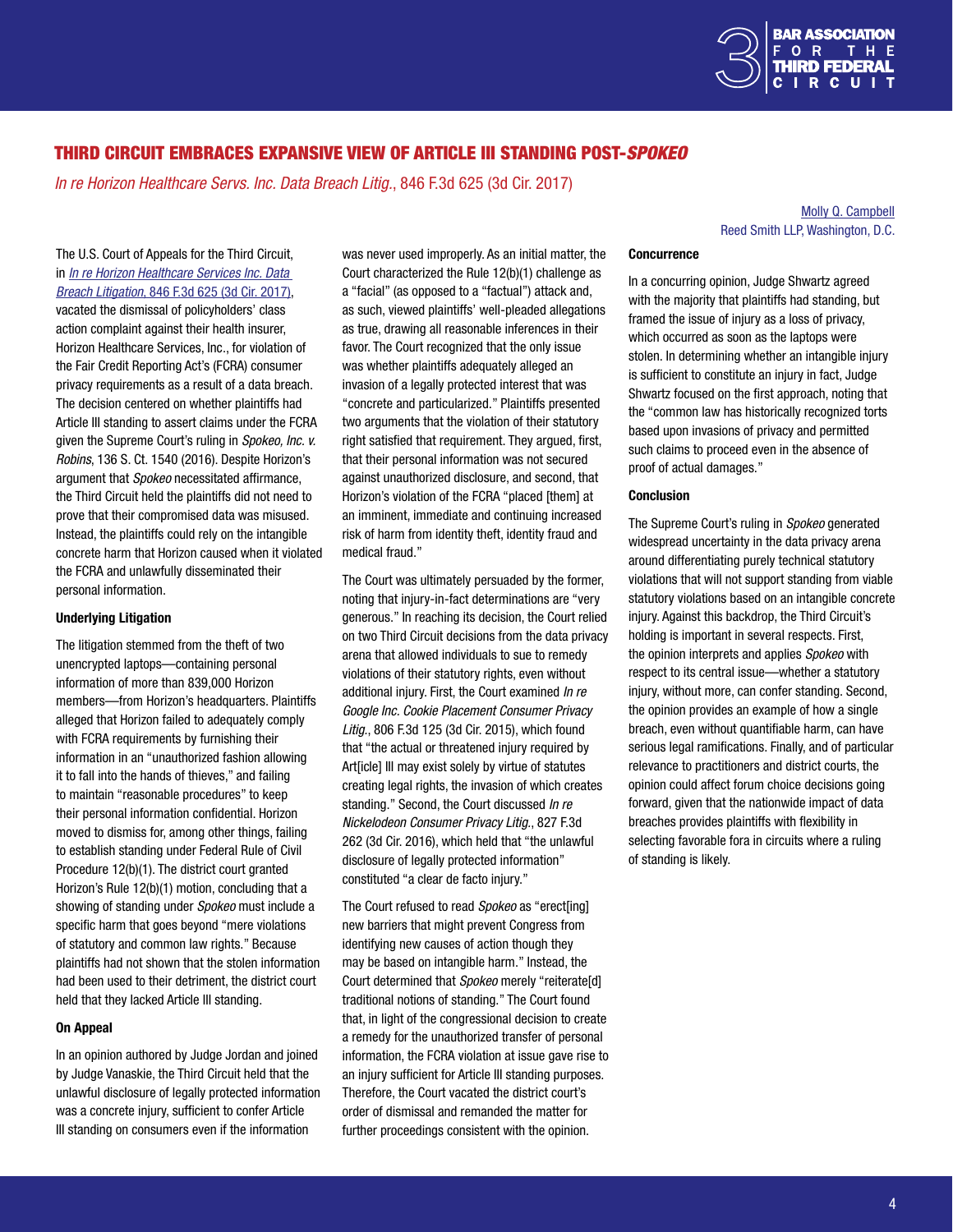## THIRD CIRCUIT EMBRACES EXPANSIVE VIEW OF ARTICLE III STANDING POST-*SPOKEO*

*In re Horizon Healthcare Servs. Inc. Data Breach Litig.*, 846 F.3d 625 (3d Cir. 2017)

Molly Q. Campbell
Reed Smith LLP, Washington, D.C.

The U.S. Court of Appeals for the Third Circuit, in *In re Horizon Healthcare Services Inc. Data Breach Litigation*, 846 F.3d 625 (3d Cir. 2017), vacated the dismissal of policyholders' class action complaint against their health insurer, Horizon Healthcare Services, Inc., for violation of the Fair Credit Reporting Act's (FCRA) consumer privacy requirements as a result of a data breach. The decision centered on whether plaintiffs had Article III standing to assert claims under the FCRA given the Supreme Court's ruling in *Spokeo, Inc. v. Robins*, 136 S. Ct. 1540 (2016). Despite Horizon's argument that *Spokeo* necessitated affirmance, the Third Circuit held the plaintiffs did not need to prove that their compromised data was misused. Instead, the plaintiffs could rely on the intangible concrete harm that Horizon caused when it violated the FCRA and unlawfully disseminated their personal information.

### Underlying Litigation

The litigation stemmed from the theft of two unencrypted laptops—containing personal information of more than 839,000 Horizon members—from Horizon's headquarters. Plaintiffs alleged that Horizon failed to adequately comply with FCRA requirements by furnishing their information in an "unauthorized fashion allowing it to fall into the hands of thieves," and failing to maintain "reasonable procedures" to keep their personal information confidential. Horizon moved to dismiss for, among other things, failing to establish standing under Federal Rule of Civil Procedure 12(b)(1). The district court granted Horizon's Rule 12(b)(1) motion, concluding that a showing of standing under *Spokeo* must include a specific harm that goes beyond "mere violations of statutory and common law rights." Because plaintiffs had not shown that the stolen information had been used to their detriment, the district court held that they lacked Article III standing.

### On Appeal

In an opinion authored by Judge Jordan and joined by Judge Vanaskie, the Third Circuit held that the unlawful disclosure of legally protected information was a concrete injury, sufficient to confer Article III standing on consumers even if the information was never used improperly. As an initial matter, the Court characterized the Rule 12(b)(1) challenge as a "facial" (as opposed to a "factual") attack and, as such, viewed plaintiffs' well-pleaded allegations as true, drawing all reasonable inferences in their favor. The Court recognized that the only issue was whether plaintiffs adequately alleged an invasion of a legally protected interest that was "concrete and particularized." Plaintiffs presented two arguments that the violation of their statutory right satisfied that requirement. They argued, first, that their personal information was not secured against unauthorized disclosure, and second, that Horizon's violation of the FCRA "placed [them] at an imminent, immediate and continuing increased risk of harm from identity theft, identity fraud and medical fraud."

The Court was ultimately persuaded by the former, noting that injury-in-fact determinations are "very generous." In reaching its decision, the Court relied on two Third Circuit decisions from the data privacy arena that allowed individuals to sue to remedy violations of their statutory rights, even without additional injury. First, the Court examined *In re Google Inc. Cookie Placement Consumer Privacy Litig.*, 806 F.3d 125 (3d Cir. 2015), which found that "the actual or threatened injury required by Art[icle] III may exist solely by virtue of statutes creating legal rights, the invasion of which creates standing." Second, the Court discussed *In re Nickelodeon Consumer Privacy Litig.*, 827 F.3d 262 (3d Cir. 2016), which held that "the unlawful disclosure of legally protected information" constituted "a clear de facto injury."

The Court refused to read *Spokeo* as "erect[ing] new barriers that might prevent Congress from identifying new causes of action though they may be based on intangible harm." Instead, the Court determined that *Spokeo* merely "reiterate[d] traditional notions of standing." The Court found that, in light of the congressional decision to create a remedy for the unauthorized transfer of personal information, the FCRA violation at issue gave rise to an injury sufficient for Article III standing purposes. Therefore, the Court vacated the district court's order of dismissal and remanded the matter for further proceedings consistent with the opinion.

### Concurrence

In a concurring opinion, Judge Shwartz agreed with the majority that plaintiffs had standing, but framed the issue of injury as a loss of privacy, which occurred as soon as the laptops were stolen. In determining whether an intangible injury is sufficient to constitute an injury in fact, Judge Shwartz focused on the first approach, noting that the "common law has historically recognized torts based upon invasions of privacy and permitted such claims to proceed even in the absence of proof of actual damages."

### Conclusion

The Supreme Court's ruling in *Spokeo* generated widespread uncertainty in the data privacy arena around differentiating purely technical statutory violations that will not support standing from viable statutory violations based on an intangible concrete injury. Against this backdrop, the Third Circuit's holding is important in several respects. First, the opinion interprets and applies *Spokeo* with respect to its central issue—whether a statutory injury, without more, can confer standing. Second, the opinion provides an example of how a single breach, even without quantifiable harm, can have serious legal ramifications. Finally, and of particular relevance to practitioners and district courts, the opinion could affect forum choice decisions going forward, given that the nationwide impact of data breaches provides plaintiffs with flexibility in selecting favorable fora in circuits where a ruling of standing is likely.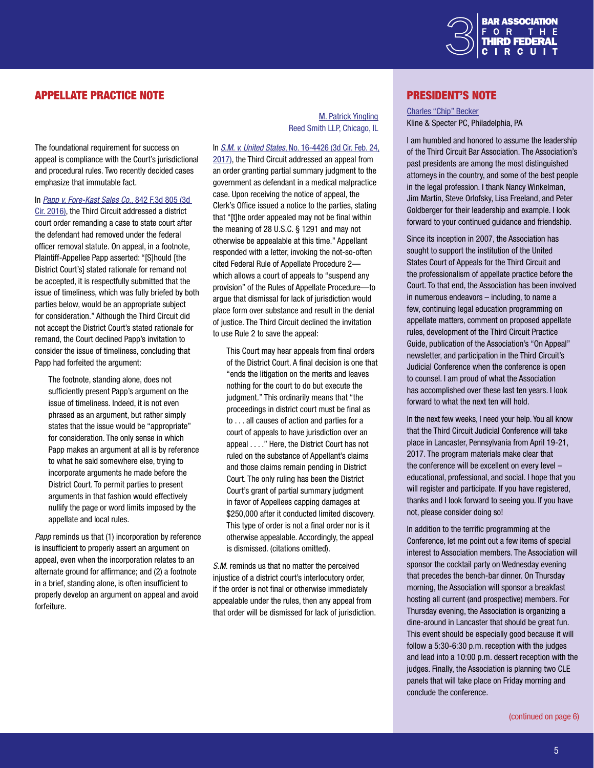## APPELLATE PRACTICE NOTE

M. Patrick Yingling
Reed Smith LLP, Chicago, IL

The foundational requirement for success on appeal is compliance with the Court's jurisdictional and procedural rules. Two recently decided cases emphasize that immutable fact.

In *Papp v. Fore-Kast Sales Co.*, 842 F.3d 805 (3d Cir. 2016), the Third Circuit addressed a district court order remanding a case to state court after the defendant had removed under the federal officer removal statute. On appeal, in a footnote, Plaintiff-Appellee Papp asserted: "[S]hould [the District Court's] stated rationale for remand not be accepted, it is respectfully submitted that the issue of timeliness, which was fully briefed by both parties below, would be an appropriate subject for consideration." Although the Third Circuit did not accept the District Court's stated rationale for remand, the Court declined Papp's invitation to consider the issue of timeliness, concluding that Papp had forfeited the argument:

> The footnote, standing alone, does not sufficiently present Papp's argument on the issue of timeliness. Indeed, it is not even phrased as an argument, but rather simply states that the issue would be "appropriate" for consideration. The only sense in which Papp makes an argument at all is by reference to what he said somewhere else, trying to incorporate arguments he made before the District Court. To permit parties to present arguments in that fashion would effectively nullify the page or word limits imposed by the appellate and local rules.

*Papp* reminds us that (1) incorporation by reference is insufficient to properly assert an argument on appeal, even when the incorporation relates to an alternate ground for affirmance; and (2) a footnote in a brief, standing alone, is often insufficient to properly develop an argument on appeal and avoid forfeiture.

In *S.M. v. United States*, No. 16-4426 (3d Cir. Feb. 24, 2017), the Third Circuit addressed an appeal from an order granting partial summary judgment to the government as defendant in a medical malpractice case. Upon receiving the notice of appeal, the Clerk's Office issued a notice to the parties, stating that "[t]he order appealed may not be final within the meaning of 28 U.S.C. § 1291 and may not otherwise be appealable at this time." Appellant responded with a letter, invoking the not-so-often cited Federal Rule of Appellate Procedure 2—which allows a court of appeals to "suspend any provision" of the Rules of Appellate Procedure—to argue that dismissal for lack of jurisdiction would place form over substance and result in the denial of justice. The Third Circuit declined the invitation to use Rule 2 to save the appeal:

> This Court may hear appeals from final orders of the District Court. A final decision is one that "ends the litigation on the merits and leaves nothing for the court to do but execute the judgment." This ordinarily means that "the proceedings in district court must be final as to . . . all causes of action and parties for a court of appeals to have jurisdiction over an appeal . . . ." Here, the District Court has not ruled on the substance of Appellant's claims and those claims remain pending in District Court. The only ruling has been the District Court's grant of partial summary judgment in favor of Appellees capping damages at $250,000 after it conducted limited discovery. This type of order is not a final order nor is it otherwise appealable. Accordingly, the appeal is dismissed. (citations omitted).

*S.M.* reminds us that no matter the perceived injustice of a district court's interlocutory order, if the order is not final or otherwise immediately appealable under the rules, then any appeal from that order will be dismissed for lack of jurisdiction.

## PRESIDENT'S NOTE

Charles "Chip" Becker
Kline & Specter PC, Philadelphia, PA

I am humbled and honored to assume the leadership of the Third Circuit Bar Association. The Association's past presidents are among the most distinguished attorneys in the country, and some of the best people in the legal profession. I thank Nancy Winkelman, Jim Martin, Steve Orlofsky, Lisa Freeland, and Peter Goldberger for their leadership and example. I look forward to your continued guidance and friendship.

Since its inception in 2007, the Association has sought to support the institution of the United States Court of Appeals for the Third Circuit and the professionalism of appellate practice before the Court. To that end, the Association has been involved in numerous endeavors – including, to name a few, continuing legal education programming on appellate matters, comment on proposed appellate rules, development of the Third Circuit Practice Guide, publication of the Association's "On Appeal" newsletter, and participation in the Third Circuit's Judicial Conference when the conference is open to counsel. I am proud of what the Association has accomplished over these last ten years. I look forward to what the next ten will hold.

In the next few weeks, I need your help. You all know that the Third Circuit Judicial Conference will take place in Lancaster, Pennsylvania from April 19-21, 2017. The program materials make clear that the conference will be excellent on every level – educational, professional, and social. I hope that you will register and participate. If you have registered, thanks and I look forward to seeing you. If you have not, please consider doing so!

In addition to the terrific programming at the Conference, let me point out a few items of special interest to Association members. The Association will sponsor the cocktail party on Wednesday evening that precedes the bench-bar dinner. On Thursday morning, the Association will sponsor a breakfast hosting all current (and prospective) members. For Thursday evening, the Association is organizing a dine-around in Lancaster that should be great fun. This event should be especially good because it will follow a 5:30-6:30 p.m. reception with the judges and lead into a 10:00 p.m. dessert reception with the judges. Finally, the Association is planning two CLE panels that will take place on Friday morning and conclude the conference.

(continued on page 6)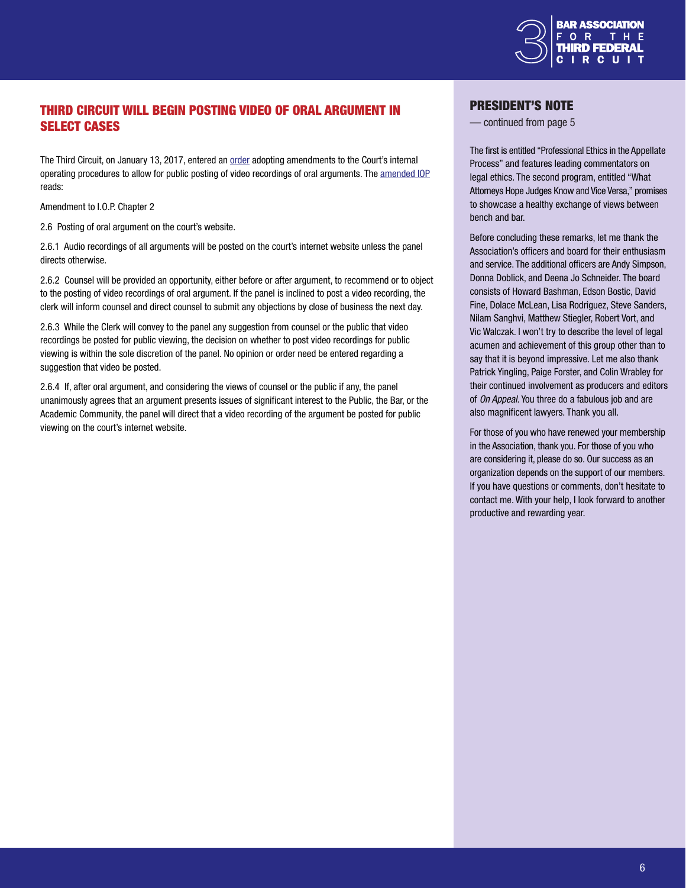## THIRD CIRCUIT WILL BEGIN POSTING VIDEO OF ORAL ARGUMENT IN SELECT CASES

The Third Circuit, on January 13, 2017, entered an order adopting amendments to the Court's internal operating procedures to allow for public posting of video recordings of oral arguments. The amended IOP reads:

Amendment to I.O.P. Chapter 2

2.6 Posting of oral argument on the court's website.

2.6.1 Audio recordings of all arguments will be posted on the court's internet website unless the panel directs otherwise.

2.6.2 Counsel will be provided an opportunity, either before or after argument, to recommend or to object to the posting of video recordings of oral argument. If the panel is inclined to post a video recording, the clerk will inform counsel and direct counsel to submit any objections by close of business the next day.

2.6.3 While the Clerk will convey to the panel any suggestion from counsel or the public that video recordings be posted for public viewing, the decision on whether to post video recordings for public viewing is within the sole discretion of the panel. No opinion or order need be entered regarding a suggestion that video be posted.

2.6.4 If, after oral argument, and considering the views of counsel or the public if any, the panel unanimously agrees that an argument presents issues of significant interest to the Public, the Bar, or the Academic Community, the panel will direct that a video recording of the argument be posted for public viewing on the court's internet website.

## PRESIDENT'S NOTE

— continued from page 5

The first is entitled "Professional Ethics in the Appellate Process" and features leading commentators on legal ethics. The second program, entitled "What Attorneys Hope Judges Know and Vice Versa," promises to showcase a healthy exchange of views between bench and bar.

Before concluding these remarks, let me thank the Association's officers and board for their enthusiasm and service. The additional officers are Andy Simpson, Donna Doblick, and Deena Jo Schneider. The board consists of Howard Bashman, Edson Bostic, David Fine, Dolace McLean, Lisa Rodriguez, Steve Sanders, Nilam Sanghvi, Matthew Stiegler, Robert Vort, and Vic Walczak. I won't try to describe the level of legal acumen and achievement of this group other than to say that it is beyond impressive. Let me also thank Patrick Yingling, Paige Forster, and Colin Wrabley for their continued involvement as producers and editors of *On Appeal*. You three do a fabulous job and are also magnificent lawyers. Thank you all.

For those of you who have renewed your membership in the Association, thank you. For those of you who are considering it, please do so. Our success as an organization depends on the support of our members. If you have questions or comments, don't hesitate to contact me. With your help, I look forward to another productive and rewarding year.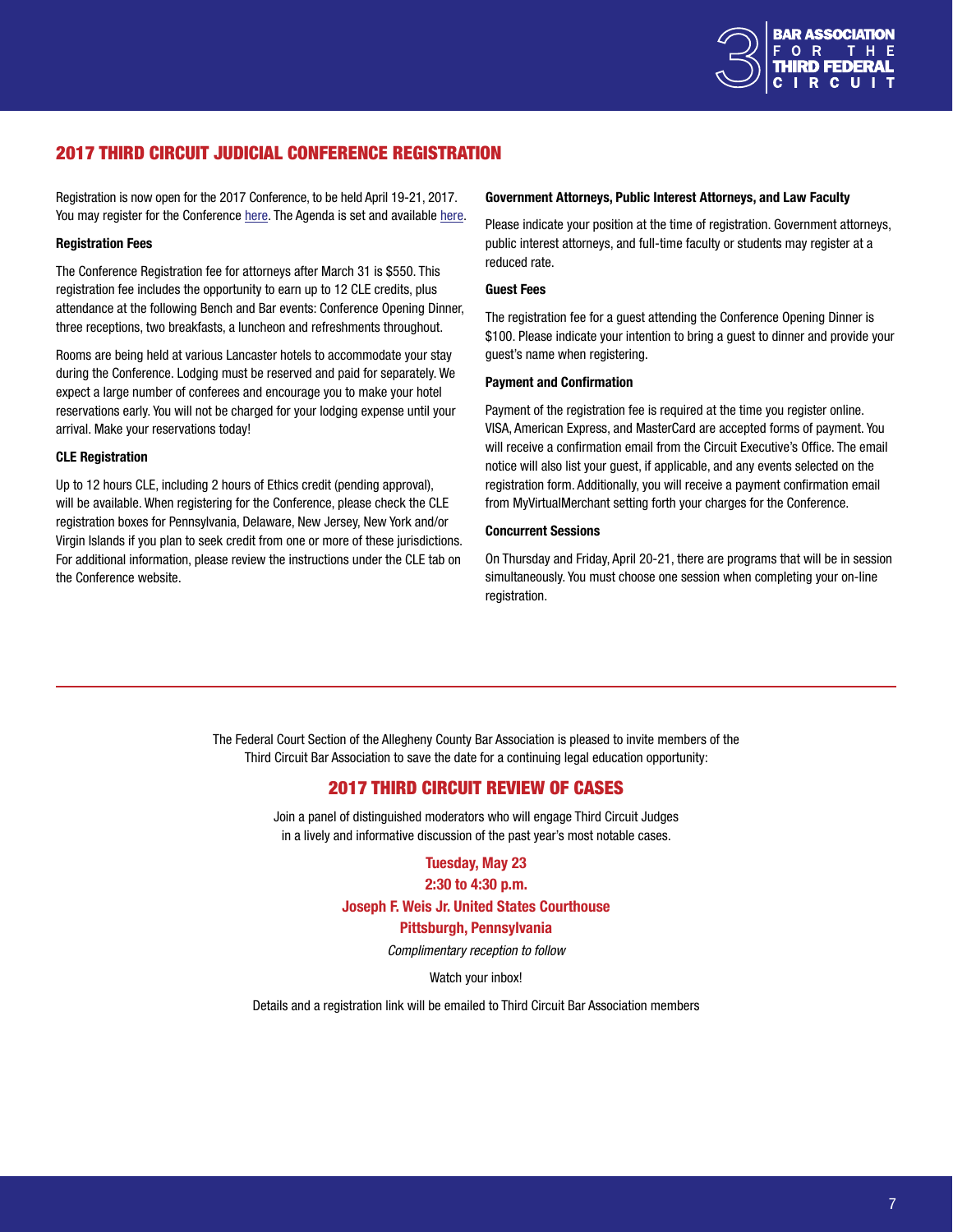## 2017 THIRD CIRCUIT JUDICIAL CONFERENCE REGISTRATION

Registration is now open for the 2017 Conference, to be held April 19-21, 2017. You may register for the Conference here. The Agenda is set and available here.

**Registration Fees**

The Conference Registration fee for attorneys after March 31 is $550. This registration fee includes the opportunity to earn up to 12 CLE credits, plus attendance at the following Bench and Bar events: Conference Opening Dinner, three receptions, two breakfasts, a luncheon and refreshments throughout.

Rooms are being held at various Lancaster hotels to accommodate your stay during the Conference. Lodging must be reserved and paid for separately. We expect a large number of conferees and encourage you to make your hotel reservations early. You will not be charged for your lodging expense until your arrival. Make your reservations today!

**CLE Registration**

Up to 12 hours CLE, including 2 hours of Ethics credit (pending approval), will be available. When registering for the Conference, please check the CLE registration boxes for Pennsylvania, Delaware, New Jersey, New York and/or Virgin Islands if you plan to seek credit from one or more of these jurisdictions. For additional information, please review the instructions under the CLE tab on the Conference website.

**Government Attorneys, Public Interest Attorneys, and Law Faculty**

Please indicate your position at the time of registration. Government attorneys, public interest attorneys, and full-time faculty or students may register at a reduced rate.

**Guest Fees**

The registration fee for a guest attending the Conference Opening Dinner is $100. Please indicate your intention to bring a guest to dinner and provide your guest's name when registering.

**Payment and Confirmation**

Payment of the registration fee is required at the time you register online. VISA, American Express, and MasterCard are accepted forms of payment. You will receive a confirmation email from the Circuit Executive's Office. The email notice will also list your guest, if applicable, and any events selected on the registration form. Additionally, you will receive a payment confirmation email from MyVirtualMerchant setting forth your charges for the Conference.

**Concurrent Sessions**

On Thursday and Friday, April 20-21, there are programs that will be in session simultaneously. You must choose one session when completing your on-line registration.

---

The Federal Court Section of the Allegheny County Bar Association is pleased to invite members of the Third Circuit Bar Association to save the date for a continuing legal education opportunity:

## 2017 THIRD CIRCUIT REVIEW OF CASES

Join a panel of distinguished moderators who will engage Third Circuit Judges in a lively and informative discussion of the past year's most notable cases.

**Tuesday, May 23**
**2:30 to 4:30 p.m.**
**Joseph F. Weis Jr. United States Courthouse**
**Pittsburgh, Pennsylvania**

*Complimentary reception to follow*

Watch your inbox!

Details and a registration link will be emailed to Third Circuit Bar Association members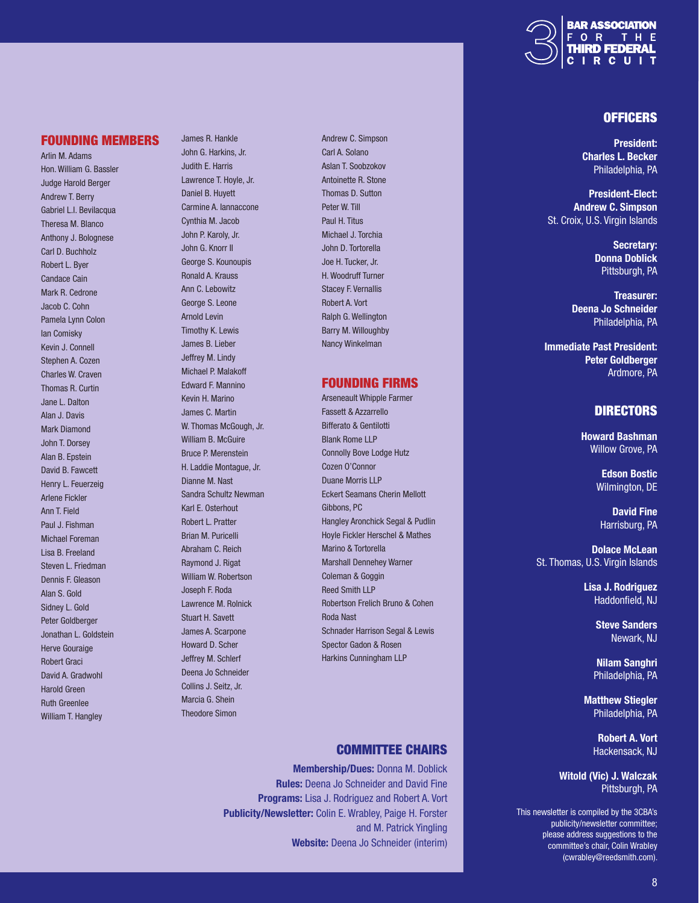BAR ASSOCIATION FOR THE THIRD FEDERAL CIRCUIT

## FOUNDING MEMBERS

Arlin M. Adams
Hon. William G. Bassler
Judge Harold Berger
Andrew T. Berry
Gabriel L.I. Bevilacqua
Theresa M. Blanco
Anthony J. Bolognese
Carl D. Buchholz
Robert L. Byer
Candace Cain
Mark R. Cedrone
Jacob C. Cohn
Pamela Lynn Colon
Ian Comisky
Kevin J. Connell
Stephen A. Cozen
Charles W. Craven
Thomas R. Curtin
Jane L. Dalton
Alan J. Davis
Mark Diamond
John T. Dorsey
Alan B. Epstein
David B. Fawcett
Henry L. Feuerzeig
Arlene Fickler
Ann T. Field
Paul J. Fishman
Michael Foreman
Lisa B. Freeland
Steven L. Friedman
Dennis F. Gleason
Alan S. Gold
Sidney L. Gold
Peter Goldberger
Jonathan L. Goldstein
Herve Gouraige
Robert Graci
David A. Gradwohl
Harold Green
Ruth Greenlee
William T. Hangley
James R. Hankle
John G. Harkins, Jr.
Judith E. Harris
Lawrence T. Hoyle, Jr.
Daniel B. Huyett
Carmine A. Iannaccone
Cynthia M. Jacob
John P. Karoly, Jr.
John G. Knorr II
George S. Kounoupis
Ronald A. Krauss
Ann C. Lebowitz
George S. Leone
Arnold Levin
Timothy K. Lewis
James B. Lieber
Jeffrey M. Lindy
Michael P. Malakoff
Edward F. Mannino
Kevin H. Marino
James C. Martin
W. Thomas McGough, Jr.
William B. McGuire
Bruce P. Merenstein
H. Laddie Montague, Jr.
Dianne M. Nast
Sandra Schultz Newman
Karl E. Osterhout
Robert L. Pratter
Brian M. Puricelli
Abraham C. Reich
Raymond J. Rigat
William W. Robertson
Joseph F. Roda
Lawrence M. Rolnick
Stuart H. Savett
James A. Scarpone
Howard D. Scher
Jeffrey M. Schlerf
Deena Jo Schneider
Collins J. Seitz, Jr.
Marcia G. Shein
Theodore Simon
Andrew C. Simpson
Carl A. Solano
Aslan T. Soobzokov
Antoinette R. Stone
Thomas D. Sutton
Peter W. Till
Paul H. Titus
Michael J. Torchia
John D. Tortorella
Joe H. Tucker, Jr.
H. Woodruff Turner
Stacey F. Vernallis
Robert A. Vort
Ralph G. Wellington
Barry M. Willoughby
Nancy Winkelman

## FOUNDING FIRMS

Arseneault Whipple Farmer
Fassett & Azzarello
Bifferato & Gentilotti
Blank Rome LLP
Connolly Bove Lodge Hutz
Cozen O'Connor
Duane Morris LLP
Eckert Seamans Cherin Mellott
Gibbons, PC
Hangley Aronchick Segal & Pudlin
Hoyle Fickler Herschel & Mathes
Marino & Tortorella
Marshall Dennehey Warner
Coleman & Goggin
Reed Smith LLP
Robertson Frelich Bruno & Cohen
Roda Nast
Schnader Harrison Segal & Lewis
Spector Gadon & Rosen
Harkins Cunningham LLP

## COMMITTEE CHAIRS

**Membership/Dues:** Donna M. Doblick
**Rules:** Deena Jo Schneider and David Fine
**Programs:** Lisa J. Rodriguez and Robert A. Vort
**Publicity/Newsletter:** Colin E. Wrabley, Paige H. Forster and M. Patrick Yingling
**Website:** Deena Jo Schneider (interim)

## OFFICERS

**President:**
**Charles L. Becker**
Philadelphia, PA

**President-Elect:**
**Andrew C. Simpson**
St. Croix, U.S. Virgin Islands

**Secretary:**
**Donna Doblick**
Pittsburgh, PA

**Treasurer:**
**Deena Jo Schneider**
Philadelphia, PA

**Immediate Past President:**
**Peter Goldberger**
Ardmore, PA

## DIRECTORS

**Howard Bashman**
Willow Grove, PA

**Edson Bostic**
Wilmington, DE

**David Fine**
Harrisburg, PA

**Dolace McLean**
St. Thomas, U.S. Virgin Islands

**Lisa J. Rodriguez**
Haddonfield, NJ

**Steve Sanders**
Newark, NJ

**Nilam Sanghri**
Philadelphia, PA

**Matthew Stiegler**
Philadelphia, PA

**Robert A. Vort**
Hackensack, NJ

**Witold (Vic) J. Walczak**
Pittsburgh, PA

This newsletter is compiled by the 3CBA's publicity/newsletter committee; please address suggestions to the committee's chair, Colin Wrabley (cwrabley@reedsmith.com).